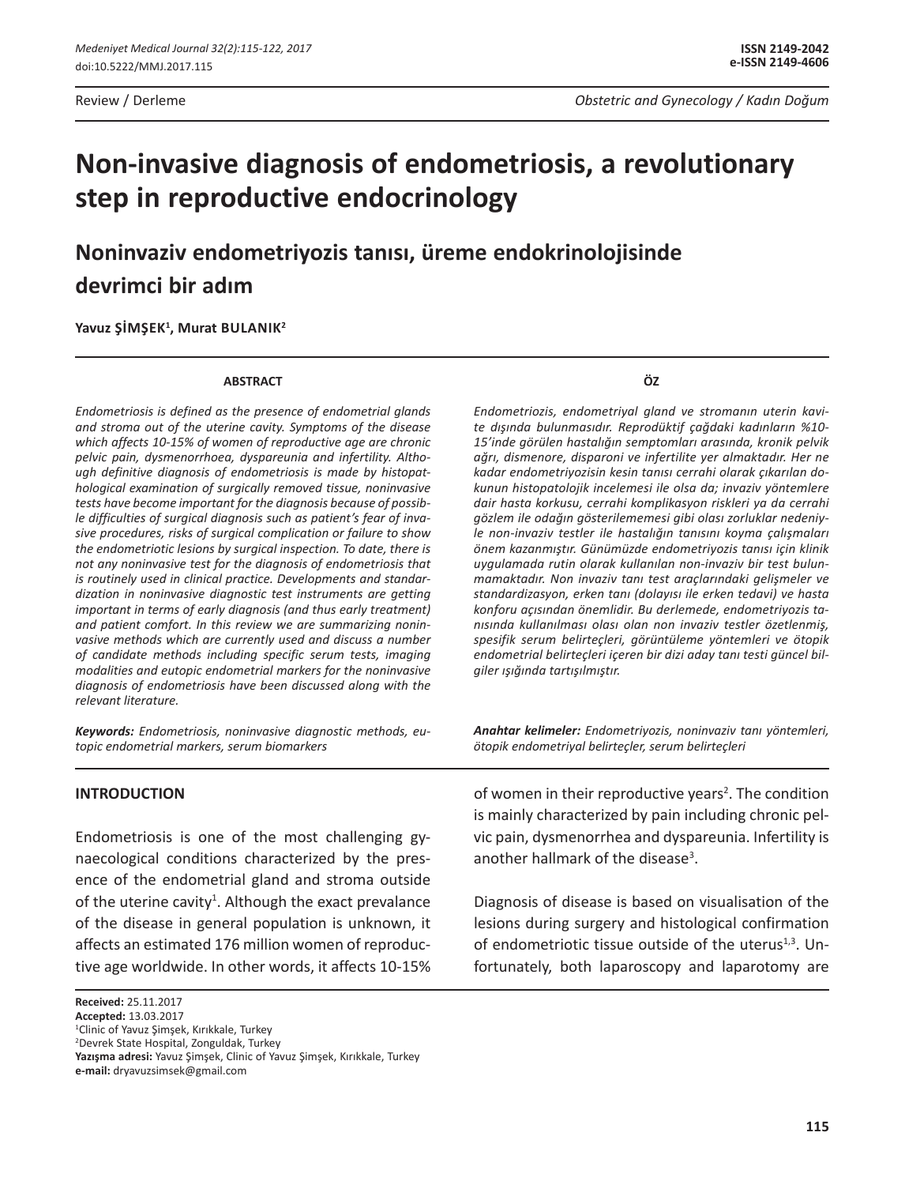Review / Derleme

Obstetric and Gynecology / Kadın Doğum

# Non-invasive diagnosis of endometriosis, a revolutionary step in reproductive endocrinology

## Noninvaziv endometriyozis tanısı, üreme endokrinolojisinde devrimci bir adım

**Yavuz ŞİMŞEK[1], Murat BULANIK[2]**

#### ABSTRACT

*Endometriosis is defined as the presence of endometrial glands and stroma out of the uterine cavity. Symptoms of the disease which affects 10-15% of women of reproductive age are chronic pelvic pain, dysmenorrhoea, dyspareunia and infertility. Although definitive diagnosis of endometriosis is made by histopathological examination of surgically removed tissue, noninvasive tests have become important for the diagnosis because of possible difficulties of surgical diagnosis such as patient's fear of invasive procedures, risks of surgical complication or failure to show the endometriotic lesions by surgical inspection. To date, there is not any noninvasive test for the diagnosis of endometriosis that is routinely used in clinical practice. Developments and standardization in noninvasive diagnostic test instruments are getting important in terms of early diagnosis (and thus early treatment) and patient comfort. In this review we are summarizing noninvasive methods which are currently used and discuss a number of candidate methods including specific serum tests, imaging modalities and eutopic endometrial markers for the noninvasive diagnosis of endometriosis have been discussed along with the relevant literature.*

***Keywords:*** *Endometriosis, noninvasive diagnostic methods, eutopic endometrial markers, serum biomarkers*

#### ÖZ

*Endometriozis, endometriyal gland ve stromanın uterin kavite dışında bulunmasıdır. Reprodüktif çağdaki kadınların %10-15'inde görülen hastalığın semptomları arasında, kronik pelvik ağrı, dismenore, disparoni ve infertilite yer almaktadır. Her ne kadar endometriyozisin kesin tanısı cerrahi olarak çıkarılan dokunun histopatolojik incelemesi ile olsa da; invaziv yöntemlere dair hasta korkusu, cerrahi komplikasyon riskleri ya da cerrahi gözlem ile odağın gösterilememesi gibi olası zorluklar nedeniyle non-invaziv testler ile hastalığın tanısını koyma çalışmaları önem kazanmıştır. Günümüzde endometriyozis tanısı için klinik uygulamada rutin olarak kullanılan non-invaziv bir test bulunmamaktadır. Non invaziv tanı test araçlarındaki gelişmeler ve standardizasyon, erken tanı (dolayısı ile erken tedavi) ve hasta konforu açısından önemlidir. Bu derlemede, endometriyozis tanısında kullanılması olası olan non invaziv testler özetlenmiş, spesifik serum belirteçleri, görüntüleme yöntemleri ve ötopik endometrial belirteçleri içeren bir dizi aday tanı testi güncel bilgiler ışığında tartışılmıştır.*

***Anahtar kelimeler:*** *Endometriyozis, noninvaziv tanı yöntemleri, ötopik endometriyal belirteçler, serum belirteçleri*

## INTRODUCTION

Endometriosis is one of the most challenging gynaecological conditions characterized by the presence of the endometrial gland and stroma outside of the uterine cavity[1]. Although the exact prevalance of the disease in general population is unknown, it affects an estimated 176 million women of reproductive age worldwide. In other words, it affects 10-15% of women in their reproductive years[2]. The condition is mainly characterized by pain including chronic pelvic pain, dysmenorrhea and dyspareunia. Infertility is another hallmark of the disease[3].

Diagnosis of disease is based on visualisation of the lesions during surgery and histological confirmation of endometriotic tissue outside of the uterus[1,3]. Unfortunately, both laparoscopy and laparotomy are

**Received:** 25.11.2017
**Accepted:** 13.03.2017
[1]Clinic of Yavuz Şimşek, Kırıkkale, Turkey
[2]Devrek State Hospital, Zonguldak, Turkey
**Yazışma adresi:** Yavuz Şimşek, Clinic of Yavuz Şimşek, Kırıkkale, Turkey
**e-mail:** dryavuzsimsek@gmail.com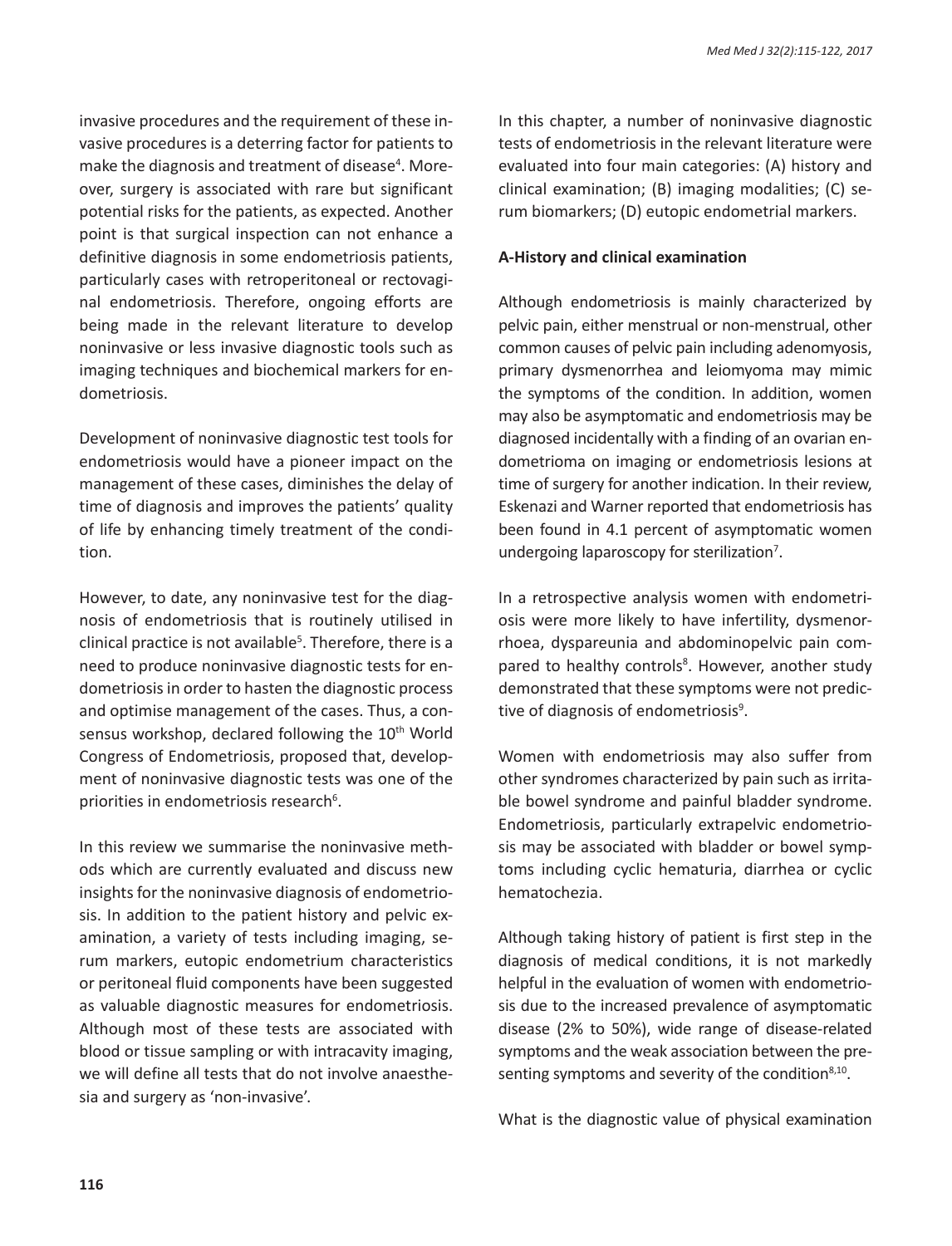invasive procedures and the requirement of these invasive procedures is a deterring factor for patients to make the diagnosis and treatment of disease[4]. Moreover, surgery is associated with rare but significant potential risks for the patients, as expected. Another point is that surgical inspection can not enhance a definitive diagnosis in some endometriosis patients, particularly cases with retroperitoneal or rectovaginal endometriosis. Therefore, ongoing efforts are being made in the relevant literature to develop noninvasive or less invasive diagnostic tools such as imaging techniques and biochemical markers for endometriosis.

Development of noninvasive diagnostic test tools for endometriosis would have a pioneer impact on the management of these cases, diminishes the delay of time of diagnosis and improves the patients' quality of life by enhancing timely treatment of the condition.

However, to date, any noninvasive test for the diagnosis of endometriosis that is routinely utilised in clinical practice is not available[5]. Therefore, there is a need to produce noninvasive diagnostic tests for endometriosis in order to hasten the diagnostic process and optimise management of the cases. Thus, a consensus workshop, declared following the 10th World Congress of Endometriosis, proposed that, development of noninvasive diagnostic tests was one of the priorities in endometriosis research[6].

In this review we summarise the noninvasive methods which are currently evaluated and discuss new insights for the noninvasive diagnosis of endometriosis. In addition to the patient history and pelvic examination, a variety of tests including imaging, serum markers, eutopic endometrium characteristics or peritoneal fluid components have been suggested as valuable diagnostic measures for endometriosis. Although most of these tests are associated with blood or tissue sampling or with intracavity imaging, we will define all tests that do not involve anaesthesia and surgery as 'non-invasive'.

In this chapter, a number of noninvasive diagnostic tests of endometriosis in the relevant literature were evaluated into four main categories: (A) history and clinical examination; (B) imaging modalities; (C) serum biomarkers; (D) eutopic endometrial markers.

**A-History and clinical examination**

Although endometriosis is mainly characterized by pelvic pain, either menstrual or non-menstrual, other common causes of pelvic pain including adenomyosis, primary dysmenorrhea and leiomyoma may mimic the symptoms of the condition. In addition, women may also be asymptomatic and endometriosis may be diagnosed incidentally with a finding of an ovarian endometrioma on imaging or endometriosis lesions at time of surgery for another indication. In their review, Eskenazi and Warner reported that endometriosis has been found in 4.1 percent of asymptomatic women undergoing laparoscopy for sterilization[7].

In a retrospective analysis women with endometriosis were more likely to have infertility, dysmenorrhoea, dyspareunia and abdominopelvic pain compared to healthy controls[8]. However, another study demonstrated that these symptoms were not predictive of diagnosis of endometriosis[9].

Women with endometriosis may also suffer from other syndromes characterized by pain such as irritable bowel syndrome and painful bladder syndrome. Endometriosis, particularly extrapelvic endometriosis may be associated with bladder or bowel symptoms including cyclic hematuria, diarrhea or cyclic hematochezia.

Although taking history of patient is first step in the diagnosis of medical conditions, it is not markedly helpful in the evaluation of women with endometriosis due to the increased prevalence of asymptomatic disease (2% to 50%), wide range of disease-related symptoms and the weak association between the presenting symptoms and severity of the condition[8,10].

What is the diagnostic value of physical examination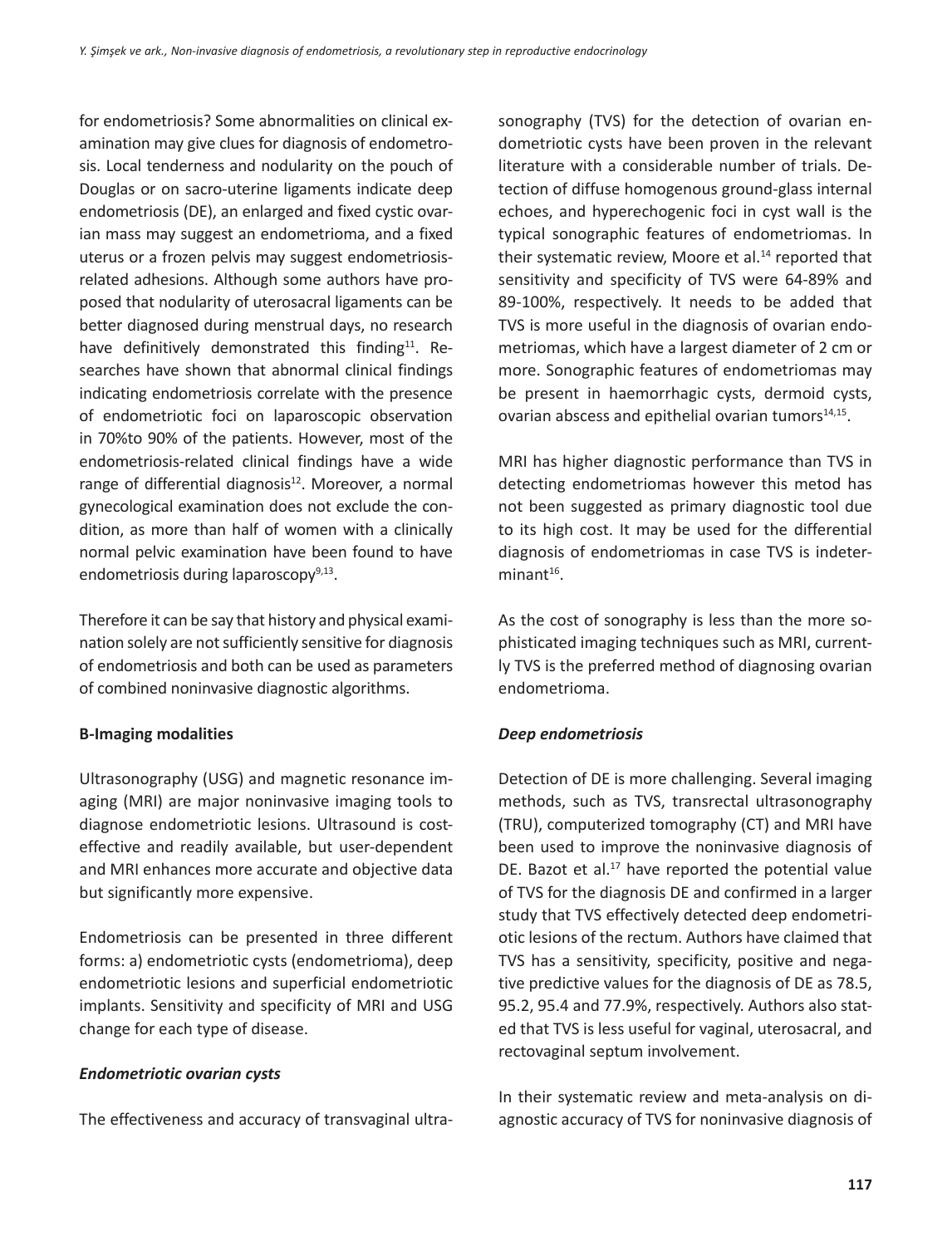for endometriosis? Some abnormalities on clinical examination may give clues for diagnosis of endometrosis. Local tenderness and nodularity on the pouch of Douglas or on sacro-uterine ligaments indicate deep endometriosis (DE), an enlarged and fixed cystic ovarian mass may suggest an endometrioma, and a fixed uterus or a frozen pelvis may suggest endometriosis-related adhesions. Although some authors have proposed that nodularity of uterosacral ligaments can be better diagnosed during menstrual days, no research have definitively demonstrated this finding[11]. Researches have shown that abnormal clinical findings indicating endometriosis correlate with the presence of endometriotic foci on laparoscopic observation in 70%to 90% of the patients. However, most of the endometriosis-related clinical findings have a wide range of differential diagnosis[12]. Moreover, a normal gynecological examination does not exclude the condition, as more than half of women with a clinically normal pelvic examination have been found to have endometriosis during laparoscopy[9,13].

Therefore it can be say that history and physical examination solely are not sufficiently sensitive for diagnosis of endometriosis and both can be used as parameters of combined noninvasive diagnostic algorithms.

**B-Imaging modalities**

Ultrasonography (USG) and magnetic resonance imaging (MRI) are major noninvasive imaging tools to diagnose endometriotic lesions. Ultrasound is cost-effective and readily available, but user-dependent and MRI enhances more accurate and objective data but significantly more expensive.

Endometriosis can be presented in three different forms: a) endometriotic cysts (endometrioma), deep endometriotic lesions and superficial endometriotic implants. Sensitivity and specificity of MRI and USG change for each type of disease.

***Endometriotic ovarian cysts***

The effectiveness and accuracy of transvaginal ultrasonography (TVS) for the detection of ovarian endometriotic cysts have been proven in the relevant literature with a considerable number of trials. Detection of diffuse homogenous ground-glass internal echoes, and hyperechogenic foci in cyst wall is the typical sonographic features of endometriomas. In their systematic review, Moore et al.[14] reported that sensitivity and specificity of TVS were 64-89% and 89-100%, respectively. It needs to be added that TVS is more useful in the diagnosis of ovarian endometriomas, which have a largest diameter of 2 cm or more. Sonographic features of endometriomas may be present in haemorrhagic cysts, dermoid cysts, ovarian abscess and epithelial ovarian tumors[14,15].

MRI has higher diagnostic performance than TVS in detecting endometriomas however this metod has not been suggested as primary diagnostic tool due to its high cost. It may be used for the differential diagnosis of endometriomas in case TVS is indeterminant[16].

As the cost of sonography is less than the more sophisticated imaging techniques such as MRI, currently TVS is the preferred method of diagnosing ovarian endometrioma.

***Deep endometriosis***

Detection of DE is more challenging. Several imaging methods, such as TVS, transrectal ultrasonography (TRU), computerized tomography (CT) and MRI have been used to improve the noninvasive diagnosis of DE. Bazot et al.[17] have reported the potential value of TVS for the diagnosis DE and confirmed in a larger study that TVS effectively detected deep endometriotic lesions of the rectum. Authors have claimed that TVS has a sensitivity, specificity, positive and negative predictive values for the diagnosis of DE as 78.5, 95.2, 95.4 and 77.9%, respectively. Authors also stated that TVS is less useful for vaginal, uterosacral, and rectovaginal septum involvement.

In their systematic review and meta-analysis on diagnostic accuracy of TVS for noninvasive diagnosis of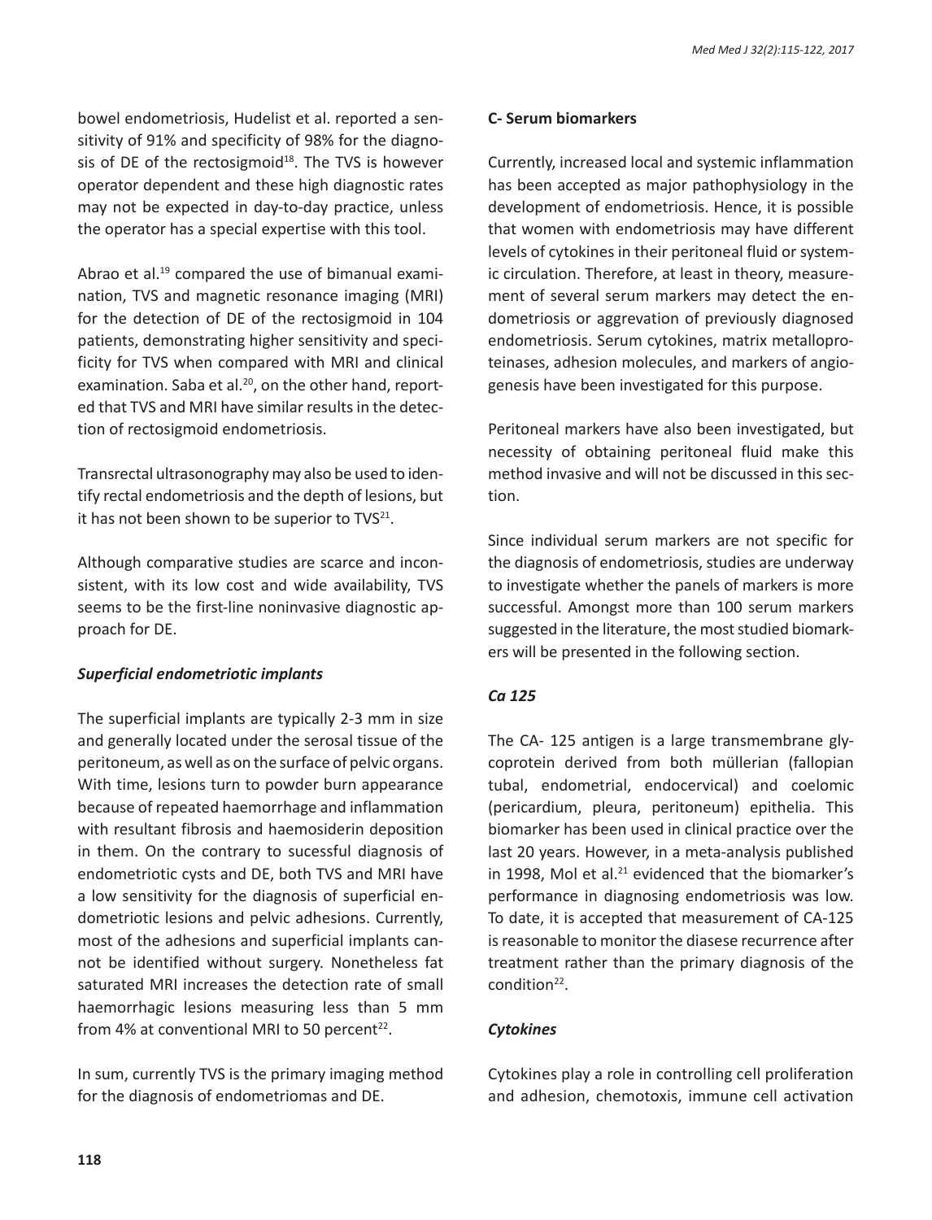bowel endometriosis, Hudelist et al. reported a sensitivity of 91% and specificity of 98% for the diagnosis of DE of the rectosigmoid[18]. The TVS is however operator dependent and these high diagnostic rates may not be expected in day-to-day practice, unless the operator has a special expertise with this tool.

Abrao et al.[19] compared the use of bimanual examination, TVS and magnetic resonance imaging (MRI) for the detection of DE of the rectosigmoid in 104 patients, demonstrating higher sensitivity and specificity for TVS when compared with MRI and clinical examination. Saba et al.[20], on the other hand, reported that TVS and MRI have similar results in the detection of rectosigmoid endometriosis.

Transrectal ultrasonography may also be used to identify rectal endometriosis and the depth of lesions, but it has not been shown to be superior to TVS[21].

Although comparative studies are scarce and inconsistent, with its low cost and wide availability, TVS seems to be the first-line noninvasive diagnostic approach for DE.

***Superficial endometriotic implants***

The superficial implants are typically 2-3 mm in size and generally located under the serosal tissue of the peritoneum, as well as on the surface of pelvic organs. With time, lesions turn to powder burn appearance because of repeated haemorrhage and inflammation with resultant fibrosis and haemosiderin deposition in them. On the contrary to sucessful diagnosis of endometriotic cysts and DE, both TVS and MRI have a low sensitivity for the diagnosis of superficial endometriotic lesions and pelvic adhesions. Currently, most of the adhesions and superficial implants cannot be identified without surgery. Nonetheless fat saturated MRI increases the detection rate of small haemorrhagic lesions measuring less than 5 mm from 4% at conventional MRI to 50 percent[22].

In sum, currently TVS is the primary imaging method for the diagnosis of endometriomas and DE.

**C- Serum biomarkers**

Currently, increased local and systemic inflammation has been accepted as major pathophysiology in the development of endometriosis. Hence, it is possible that women with endometriosis may have different levels of cytokines in their peritoneal fluid or systemic circulation. Therefore, at least in theory, measurement of several serum markers may detect the endometriosis or aggrevation of previously diagnosed endometriosis. Serum cytokines, matrix metalloproteinases, adhesion molecules, and markers of angiogenesis have been investigated for this purpose.

Peritoneal markers have also been investigated, but necessity of obtaining peritoneal fluid make this method invasive and will not be discussed in this section.

Since individual serum markers are not specific for the diagnosis of endometriosis, studies are underway to investigate whether the panels of markers is more successful. Amongst more than 100 serum markers suggested in the literature, the most studied biomarkers will be presented in the following section.

***Ca 125***

The CA- 125 antigen is a large transmembrane glycoprotein derived from both müllerian (fallopian tubal, endometrial, endocervical) and coelomic (pericardium, pleura, peritoneum) epithelia. This biomarker has been used in clinical practice over the last 20 years. However, in a meta-analysis published in 1998, Mol et al.[21] evidenced that the biomarker's performance in diagnosing endometriosis was low. To date, it is accepted that measurement of CA-125 is reasonable to monitor the diasese recurrence after treatment rather than the primary diagnosis of the condition[22].

***Cytokines***

Cytokines play a role in controlling cell proliferation and adhesion, chemotoxis, immune cell activation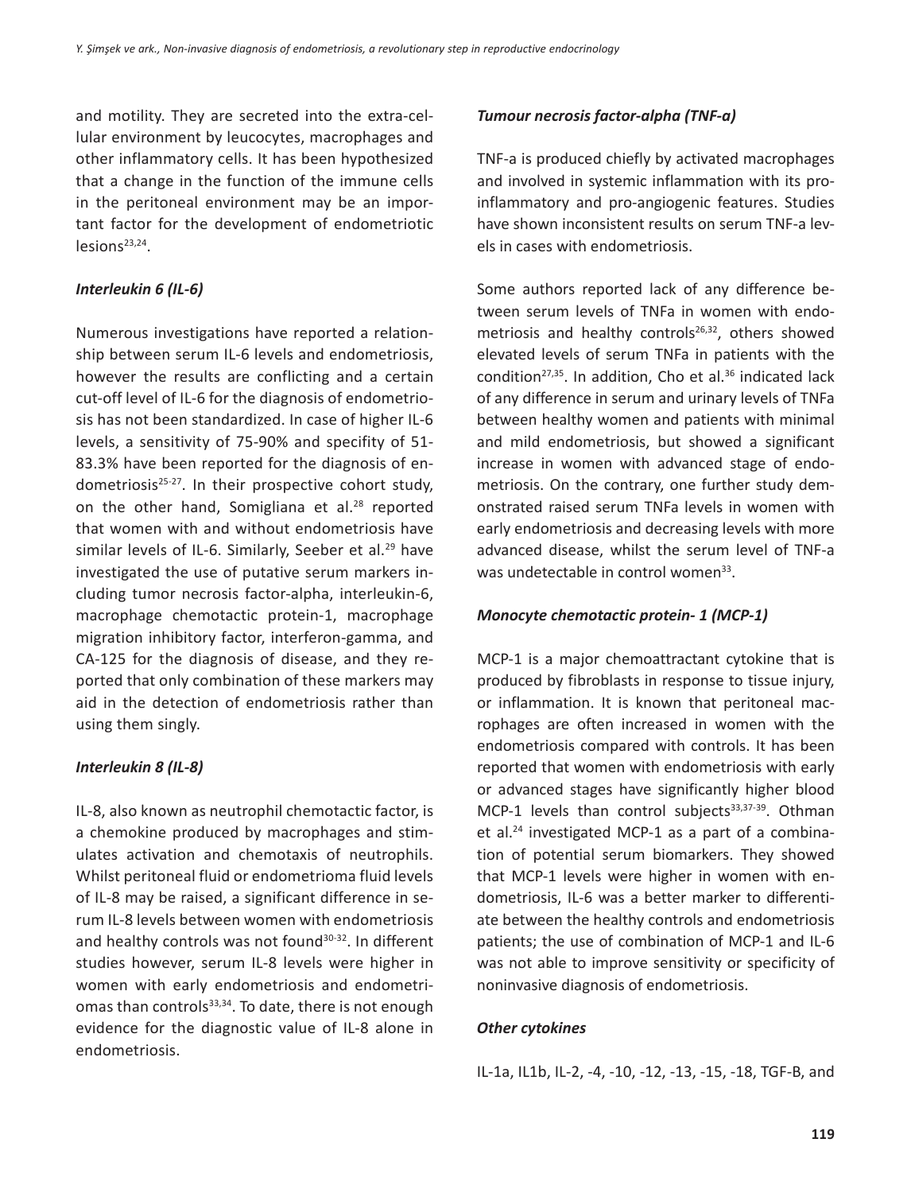and motility. They are secreted into the extra-cellular environment by leucocytes, macrophages and other inflammatory cells. It has been hypothesized that a change in the function of the immune cells in the peritoneal environment may be an important factor for the development of endometriotic lesions[23,24].

### *Interleukin 6 (IL-6)*

Numerous investigations have reported a relationship between serum IL-6 levels and endometriosis, however the results are conflicting and a certain cut-off level of IL-6 for the diagnosis of endometriosis has not been standardized. In case of higher IL-6 levels, a sensitivity of 75-90% and specifity of 51-83.3% have been reported for the diagnosis of endometriosis[25-27]. In their prospective cohort study, on the other hand, Somigliana et al.[28] reported that women with and without endometriosis have similar levels of IL-6. Similarly, Seeber et al.[29] have investigated the use of putative serum markers including tumor necrosis factor-alpha, interleukin-6, macrophage chemotactic protein-1, macrophage migration inhibitory factor, interferon-gamma, and CA-125 for the diagnosis of disease, and they reported that only combination of these markers may aid in the detection of endometriosis rather than using them singly.

### *Interleukin 8 (IL-8)*

IL-8, also known as neutrophil chemotactic factor, is a chemokine produced by macrophages and stimulates activation and chemotaxis of neutrophils. Whilst peritoneal fluid or endometrioma fluid levels of IL-8 may be raised, a significant difference in serum IL-8 levels between women with endometriosis and healthy controls was not found[30-32]. In different studies however, serum IL-8 levels were higher in women with early endometriosis and endometriomas than controls[33,34]. To date, there is not enough evidence for the diagnostic value of IL-8 alone in endometriosis.

### *Tumour necrosis factor-alpha (TNF-a)*

TNF-a is produced chiefly by activated macrophages and involved in systemic inflammation with its pro-inflammatory and pro-angiogenic features. Studies have shown inconsistent results on serum TNF-a levels in cases with endometriosis.

Some authors reported lack of any difference between serum levels of TNFa in women with endometriosis and healthy controls[26,32], others showed elevated levels of serum TNFa in patients with the condition[27,35]. In addition, Cho et al.[36] indicated lack of any difference in serum and urinary levels of TNFa between healthy women and patients with minimal and mild endometriosis, but showed a significant increase in women with advanced stage of endometriosis. On the contrary, one further study demonstrated raised serum TNFa levels in women with early endometriosis and decreasing levels with more advanced disease, whilst the serum level of TNF-a was undetectable in control women[33].

### *Monocyte chemotactic protein- 1 (MCP-1)*

MCP-1 is a major chemoattractant cytokine that is produced by fibroblasts in response to tissue injury, or inflammation. It is known that peritoneal macrophages are often increased in women with the endometriosis compared with controls. It has been reported that women with endometriosis with early or advanced stages have significantly higher blood MCP-1 levels than control subjects[33,37-39]. Othman et al.[24] investigated MCP-1 as a part of a combination of potential serum biomarkers. They showed that MCP-1 levels were higher in women with endometriosis, IL-6 was a better marker to differentiate between the healthy controls and endometriosis patients; the use of combination of MCP-1 and IL-6 was not able to improve sensitivity or specificity of noninvasive diagnosis of endometriosis.

### *Other cytokines*

IL-1a, IL1b, IL-2, -4, -10, -12, -13, -15, -18, TGF-B, and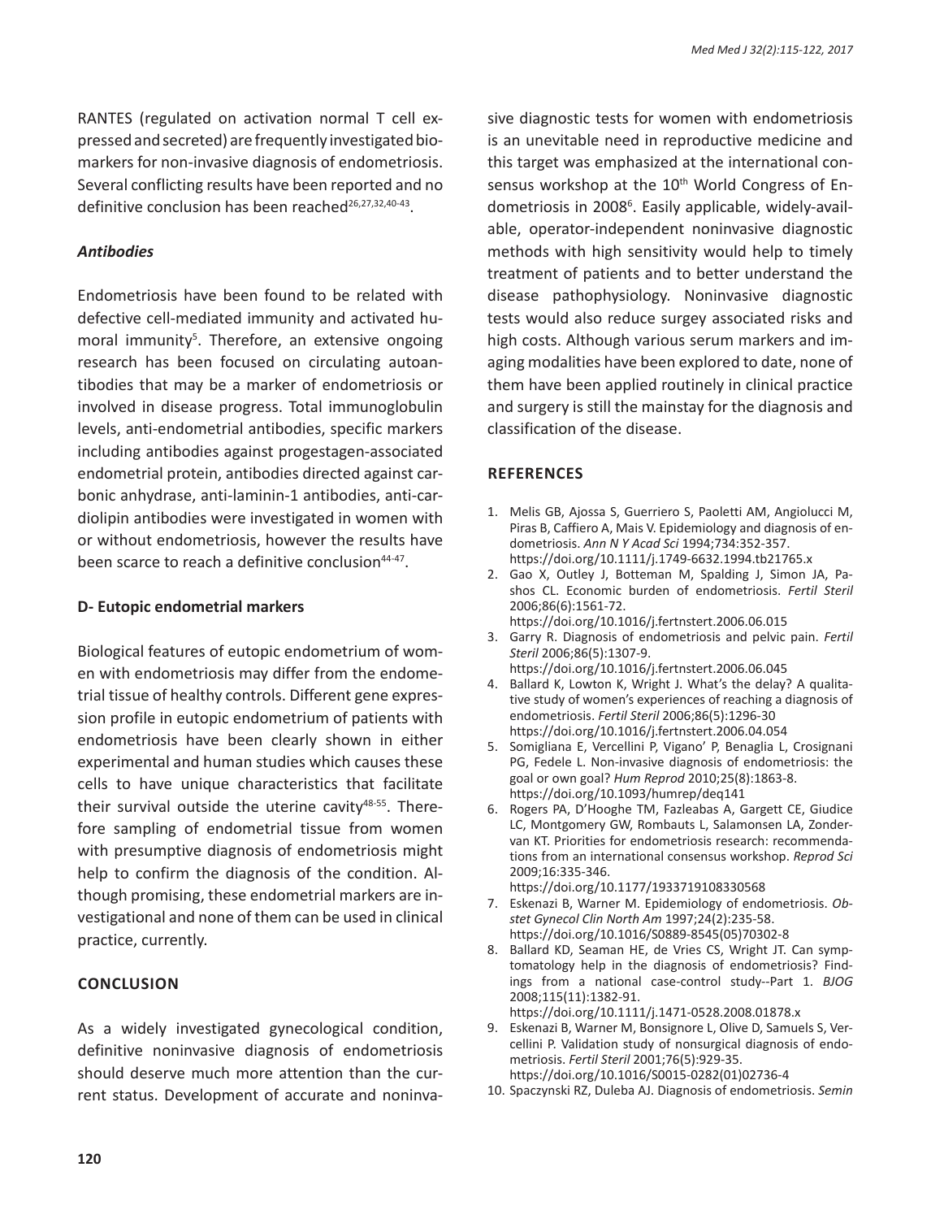RANTES (regulated on activation normal T cell expressed and secreted) are frequently investigated biomarkers for non-invasive diagnosis of endometriosis. Several conflicting results have been reported and no definitive conclusion has been reached[26,27,32,40-43].

### *Antibodies*

Endometriosis have been found to be related with defective cell-mediated immunity and activated humoral immunity[5]. Therefore, an extensive ongoing research has been focused on circulating autoantibodies that may be a marker of endometriosis or involved in disease progress. Total immunoglobulin levels, anti-endometrial antibodies, specific markers including antibodies against progestagen-associated endometrial protein, antibodies directed against carbonic anhydrase, anti-laminin-1 antibodies, anti-cardiolipin antibodies were investigated in women with or without endometriosis, however the results have been scarce to reach a definitive conclusion[44-47].

### D- Eutopic endometrial markers

Biological features of eutopic endometrium of women with endometriosis may differ from the endometrial tissue of healthy controls. Different gene expression profile in eutopic endometrium of patients with endometriosis have been clearly shown in either experimental and human studies which causes these cells to have unique characteristics that facilitate their survival outside the uterine cavity[48-55]. Therefore sampling of endometrial tissue from women with presumptive diagnosis of endometriosis might help to confirm the diagnosis of the condition. Although promising, these endometrial markers are investigational and none of them can be used in clinical practice, currently.

## CONCLUSION

As a widely investigated gynecological condition, definitive noninvasive diagnosis of endometriosis should deserve much more attention than the current status. Development of accurate and noninvasive diagnostic tests for women with endometriosis is an unevitable need in reproductive medicine and this target was emphasized at the international consensus workshop at the 10th World Congress of Endometriosis in 2008[6]. Easily applicable, widely-available, operator-independent noninvasive diagnostic methods with high sensitivity would help to timely treatment of patients and to better understand the disease pathophysiology. Noninvasive diagnostic tests would also reduce surgey associated risks and high costs. Although various serum markers and imaging modalities have been explored to date, none of them have been applied routinely in clinical practice and surgery is still the mainstay for the diagnosis and classification of the disease.

## REFERENCES

1. Melis GB, Ajossa S, Guerriero S, Paoletti AM, Angiolucci M, Piras B, Caffiero A, Mais V. Epidemiology and diagnosis of endometriosis. *Ann N Y Acad Sci* 1994;734:352-357. https://doi.org/10.1111/j.1749-6632.1994.tb21765.x
2. Gao X, Outley J, Botteman M, Spalding J, Simon JA, Pashos CL. Economic burden of endometriosis. *Fertil Steril* 2006;86(6):1561-72. https://doi.org/10.1016/j.fertnstert.2006.06.015
3. Garry R. Diagnosis of endometriosis and pelvic pain. *Fertil Steril* 2006;86(5):1307-9. https://doi.org/10.1016/j.fertnstert.2006.06.045
4. Ballard K, Lowton K, Wright J. What's the delay? A qualitative study of women's experiences of reaching a diagnosis of endometriosis. *Fertil Steril* 2006;86(5):1296-30 https://doi.org/10.1016/j.fertnstert.2006.04.054
5. Somigliana E, Vercellini P, Vigano' P, Benaglia L, Crosignani PG, Fedele L. Non-invasive diagnosis of endometriosis: the goal or own goal? *Hum Reprod* 2010;25(8):1863-8. https://doi.org/10.1093/humrep/deq141
6. Rogers PA, D'Hooghe TM, Fazleabas A, Gargett CE, Giudice LC, Montgomery GW, Rombauts L, Salamonsen LA, Zondervan KT. Priorities for endometriosis research: recommendations from an international consensus workshop. *Reprod Sci* 2009;16:335-346. https://doi.org/10.1177/1933719108330568
7. Eskenazi B, Warner M. Epidemiology of endometriosis. *Obstet Gynecol Clin North Am* 1997;24(2):235-58. https://doi.org/10.1016/S0889-8545(05)70302-8
8. Ballard KD, Seaman HE, de Vries CS, Wright JT. Can symptomatology help in the diagnosis of endometriosis? Findings from a national case-control study--Part 1. *BJOG* 2008;115(11):1382-91. https://doi.org/10.1111/j.1471-0528.2008.01878.x
9. Eskenazi B, Warner M, Bonsignore L, Olive D, Samuels S, Vercellini P. Validation study of nonsurgical diagnosis of endometriosis. *Fertil Steril* 2001;76(5):929-35. https://doi.org/10.1016/S0015-0282(01)02736-4
10. Spaczynski RZ, Duleba AJ. Diagnosis of endometriosis. *Semin*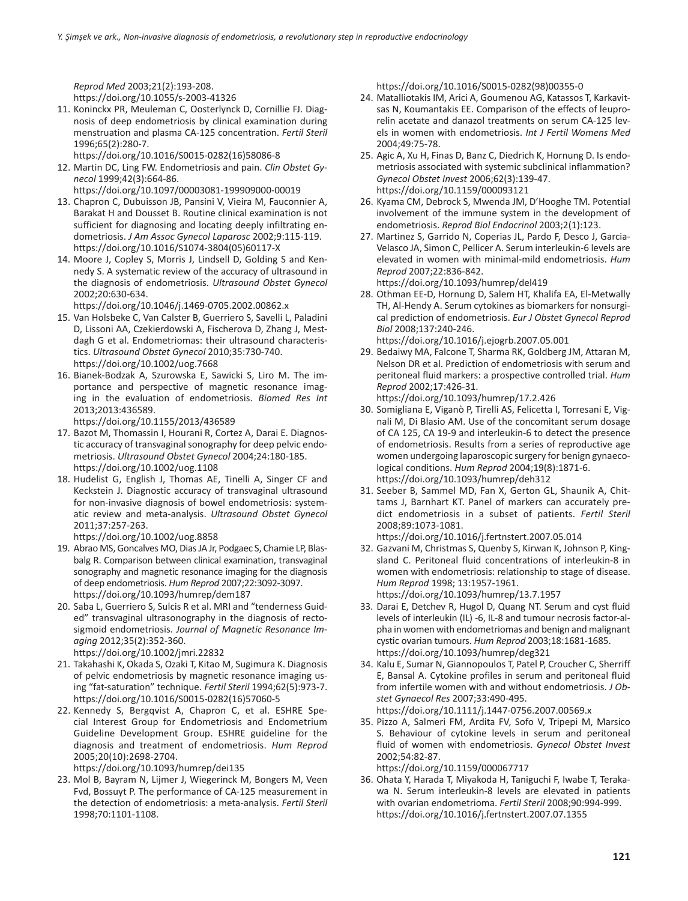*Reprod Med* 2003;21(2):193-208.
https://doi.org/10.1055/s-2003-41326

11. Koninckx PR, Meuleman C, Oosterlynck D, Cornillie FJ. Diagnosis of deep endometriosis by clinical examination during menstruation and plasma CA-125 concentration. *Fertil Steril* 1996;65(2):280-7.
https://doi.org/10.1016/S0015-0282(16)58086-8
12. Martin DC, Ling FW. Endometriosis and pain. *Clin Obstet Gynecol* 1999;42(3):664-86.
https://doi.org/10.1097/00003081-199909000-00019
13. Chapron C, Dubuisson JB, Pansini V, Vieira M, Fauconnier A, Barakat H and Dousset B. Routine clinical examination is not sufficient for diagnosing and locating deeply infiltrating endometriosis. *J Am Assoc Gynecol Laparosc* 2002;9:115-119.
https://doi.org/10.1016/S1074-3804(05)60117-X
14. Moore J, Copley S, Morris J, Lindsell D, Golding S and Kennedy S. A systematic review of the accuracy of ultrasound in the diagnosis of endometriosis. *Ultrasound Obstet Gynecol* 2002;20:630-634.
https://doi.org/10.1046/j.1469-0705.2002.00862.x
15. Van Holsbeke C, Van Calster B, Guerriero S, Savelli L, Paladini D, Lissoni AA, Czekierdowski A, Fischerova D, Zhang J, Mestdagh G et al. Endometriomas: their ultrasound characteristics. *Ultrasound Obstet Gynecol* 2010;35:730-740.
https://doi.org/10.1002/uog.7668
16. Bianek-Bodzak A, Szurowska E, Sawicki S, Liro M. The importance and perspective of magnetic resonance imaging in the evaluation of endometriosis. *Biomed Res Int* 2013;2013:436589.
https://doi.org/10.1155/2013/436589
17. Bazot M, Thomassin I, Hourani R, Cortez A, Darai E. Diagnostic accuracy of transvaginal sonography for deep pelvic endometriosis. *Ultrasound Obstet Gynecol* 2004;24:180-185.
https://doi.org/10.1002/uog.1108
18. Hudelist G, English J, Thomas AE, Tinelli A, Singer CF and Keckstein J. Diagnostic accuracy of transvaginal ultrasound for non-invasive diagnosis of bowel endometriosis: systematic review and meta-analysis. *Ultrasound Obstet Gynecol* 2011;37:257-263.
https://doi.org/10.1002/uog.8858
19. Abrao MS, Goncalves MO, Dias JA Jr, Podgaec S, Chamie LP, Blasbalg R. Comparison between clinical examination, transvaginal sonography and magnetic resonance imaging for the diagnosis of deep endometriosis. *Hum Reprod* 2007;22:3092-3097.
https://doi.org/10.1093/humrep/dem187
20. Saba L, Guerriero S, Sulcis R et al. MRI and "tenderness Guided" transvaginal ultrasonography in the diagnosis of rectosigmoid endometriosis. *Journal of Magnetic Resonance Imaging* 2012;35(2):352-360.
https://doi.org/10.1002/jmri.22832
21. Takahashi K, Okada S, Ozaki T, Kitao M, Sugimura K. Diagnosis of pelvic endometriosis by magnetic resonance imaging using "fat-saturation" technique. *Fertil Steril* 1994;62(5):973-7.
https://doi.org/10.1016/S0015-0282(16)57060-5
22. Kennedy S, Bergqvist A, Chapron C, et al. ESHRE Special Interest Group for Endometriosis and Endometrium Guideline Development Group. ESHRE guideline for the diagnosis and treatment of endometriosis. *Hum Reprod* 2005;20(10):2698-2704.
https://doi.org/10.1093/humrep/dei135
23. Mol B, Bayram N, Lijmer J, Wiegerinck M, Bongers M, Veen Fvd, Bossuyt P. The performance of CA-125 measurement in the detection of endometriosis: a meta-analysis. *Fertil Steril* 1998;70:1101-1108.
https://doi.org/10.1016/S0015-0282(98)00355-0
24. Matalliotakis IM, Arici A, Goumenou AG, Katassos T, Karkavitsas N, Koumantakis EE. Comparison of the effects of leuprorelin acetate and danazol treatments on serum CA-125 levels in women with endometriosis. *Int J Fertil Womens Med* 2004;49:75-78.
25. Agic A, Xu H, Finas D, Banz C, Diedrich K, Hornung D. Is endometriosis associated with systemic subclinical inflammation? *Gynecol Obstet Invest* 2006;62(3):139-47.
https://doi.org/10.1159/000093121
26. Kyama CM, Debrock S, Mwenda JM, D'Hooghe TM. Potential involvement of the immune system in the development of endometriosis. *Reprod Biol Endocrinol* 2003;2(1):123.
27. Martinez S, Garrido N, Coperias JL, Pardo F, Desco J, Garcia-Velasco JA, Simon C, Pellicer A. Serum interleukin-6 levels are elevated in women with minimal-mild endometriosis. *Hum Reprod* 2007;22:836-842.
https://doi.org/10.1093/humrep/del419
28. Othman EE-D, Hornung D, Salem HT, Khalifa EA, El-Metwally TH, Al-Hendy A. Serum cytokines as biomarkers for nonsurgical prediction of endometriosis. *Eur J Obstet Gynecol Reprod Biol* 2008;137:240-246.
https://doi.org/10.1016/j.ejogrb.2007.05.001
29. Bedaiwy MA, Falcone T, Sharma RK, Goldberg JM, Attaran M, Nelson DR et al. Prediction of endometriosis with serum and peritoneal fluid markers: a prospective controlled trial. *Hum Reprod* 2002;17:426-31.
https://doi.org/10.1093/humrep/17.2.426
30. Somigliana E, Viganò P, Tirelli AS, Felicetta I, Torresani E, Vignali M, Di Blasio AM. Use of the concomitant serum dosage of CA 125, CA 19-9 and interleukin-6 to detect the presence of endometriosis. Results from a series of reproductive age women undergoing laparoscopic surgery for benign gynaecological conditions. *Hum Reprod* 2004;19(8):1871-6.
https://doi.org/10.1093/humrep/deh312
31. Seeber B, Sammel MD, Fan X, Gerton GL, Shaunik A, Chittams J, Barnhart KT. Panel of markers can accurately predict endometriosis in a subset of patients. *Fertil Steril* 2008;89:1073-1081.
https://doi.org/10.1016/j.fertnstert.2007.05.014
32. Gazvani M, Christmas S, Quenby S, Kirwan K, Johnson P, Kingsland C. Peritoneal fluid concentrations of interleukin-8 in women with endometriosis: relationship to stage of disease. *Hum Reprod* 1998; 13:1957-1961.
https://doi.org/10.1093/humrep/13.7.1957
33. Darai E, Detchev R, Hugol D, Quang NT. Serum and cyst fluid levels of interleukin (IL) -6, IL-8 and tumour necrosis factor-alpha in women with endometriomas and benign and malignant cystic ovarian tumours. *Hum Reprod* 2003;18:1681-1685.
https://doi.org/10.1093/humrep/deg321
34. Kalu E, Sumar N, Giannopoulos T, Patel P, Croucher C, Sherriff E, Bansal A. Cytokine profiles in serum and peritoneal fluid from infertile women with and without endometriosis. *J Obstet Gynaecol Res* 2007;33:490-495.
https://doi.org/10.1111/j.1447-0756.2007.00569.x
35. Pizzo A, Salmeri FM, Ardita FV, Sofo V, Tripepi M, Marsico S. Behaviour of cytokine levels in serum and peritoneal fluid of women with endometriosis. *Gynecol Obstet Invest* 2002;54:82-87.
https://doi.org/10.1159/000067717
36. Ohata Y, Harada T, Miyakoda H, Taniguchi F, Iwabe T, Terakawa N. Serum interleukin-8 levels are elevated in patients with ovarian endometrioma. *Fertil Steril* 2008;90:994-999.
https://doi.org/10.1016/j.fertnstert.2007.07.1355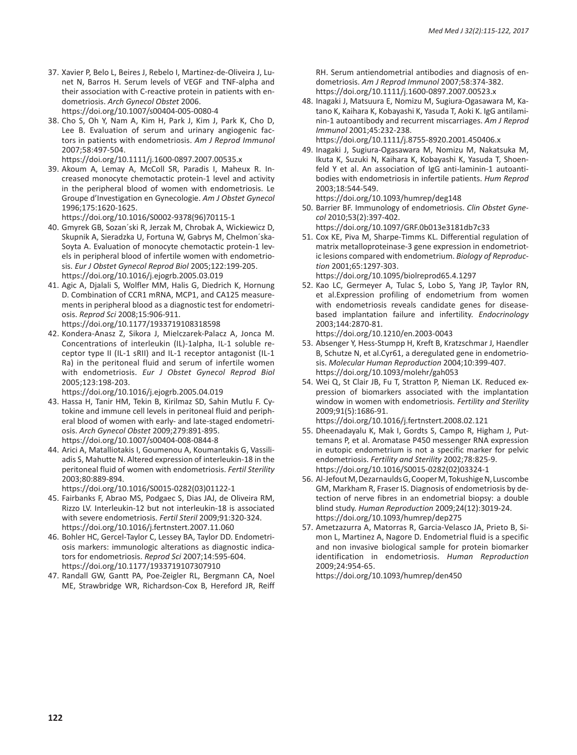37. Xavier P, Belo L, Beires J, Rebelo I, Martinez-de-Oliveira J, Lunet N, Barros H. Serum levels of VEGF and TNF-alpha and their association with C-reactive protein in patients with endometriosis. *Arch Gynecol Obstet* 2006.
https://doi.org/10.1007/s00404-005-0080-4
38. Cho S, Oh Y, Nam A, Kim H, Park J, Kim J, Park K, Cho D, Lee B. Evaluation of serum and urinary angiogenic factors in patients with endometriosis. *Am J Reprod Immunol* 2007;58:497-504.
https://doi.org/10.1111/j.1600-0897.2007.00535.x
39. Akoum A, Lemay A, McColl SR, Paradis I, Maheux R. Increased monocyte chemotactic protein-1 level and activity in the peripheral blood of women with endometriosis. Le Groupe d'Investigation en Gynecologie. *Am J Obstet Gynecol* 1996;175:1620-1625.
https://doi.org/10.1016/S0002-9378(96)70115-1
40. Gmyrek GB, Sozan´ski R, Jerzak M, Chrobak A, Wickiewicz D, Skupnik A, Sieradzka U, Fortuna W, Gabrys M, Chelmon´ska-Soyta A. Evaluation of monocyte chemotactic protein-1 levels in peripheral blood of infertile women with endometriosis. *Eur J Obstet Gynecol Reprod Biol* 2005;122:199-205.
https://doi.org/10.1016/j.ejogrb.2005.03.019
41. Agic A, Djalali S, Wolfler MM, Halis G, Diedrich K, Hornung D. Combination of CCR1 mRNA, MCP1, and CA125 measurements in peripheral blood as a diagnostic test for endometriosis. *Reprod Sci* 2008;15:906-911.
https://doi.org/10.1177/1933719108318598
42. Kondera-Anasz Z, Sikora J, Mielczarek-Palacz A, Jonca M. Concentrations of interleukin (IL)-1alpha, IL-1 soluble receptor type II (IL-1 sRII) and IL-1 receptor antagonist (IL-1 Ra) in the peritoneal fluid and serum of infertile women with endometriosis. *Eur J Obstet Gynecol Reprod Biol* 2005;123:198-203.
https://doi.org/10.1016/j.ejogrb.2005.04.019
43. Hassa H, Tanir HM, Tekin B, Kirilmaz SD, Sahin Mutlu F. Cytokine and immune cell levels in peritoneal fluid and peripheral blood of women with early- and late-staged endometriosis. *Arch Gynecol Obstet* 2009;279:891-895.
https://doi.org/10.1007/s00404-008-0844-8
44. Arici A, Matalliotakis I, Goumenou A, Koumantakis G, Vassiliadis S, Mahutte N. Altered expression of interleukin-18 in the peritoneal fluid of women with endometriosis. *Fertil Sterility* 2003;80:889-894.
https://doi.org/10.1016/S0015-0282(03)01122-1
45. Fairbanks F, Abrao MS, Podgaec S, Dias JAJ, de Oliveira RM, Rizzo LV. Interleukin-12 but not interleukin-18 is associated with severe endometriosis. *Fertil Steril* 2009;91:320-324.
https://doi.org/10.1016/j.fertnstert.2007.11.060
46. Bohler HC, Gercel-Taylor C, Lessey BA, Taylor DD. Endometriosis markers: immunologic alterations as diagnostic indicators for endometriosis. *Reprod Sci* 2007;14:595-604.
https://doi.org/10.1177/1933719107307910
47. Randall GW, Gantt PA, Poe-Zeigler RL, Bergmann CA, Noel ME, Strawbridge WR, Richardson-Cox B, Hereford JR, Reiff RH. Serum antiendometrial antibodies and diagnosis of endometriosis. *Am J Reprod Immunol* 2007;58:374-382.
https://doi.org/10.1111/j.1600-0897.2007.00523.x
48. Inagaki J, Matsuura E, Nomizu M, Sugiura-Ogasawara M, Katano K, Kaihara K, Kobayashi K, Yasuda T, Aoki K. IgG antilaminin-1 autoantibody and recurrent miscarriages. *Am J Reprod Immunol* 2001;45:232-238.
https://doi.org/10.1111/j.8755-8920.2001.450406.x
49. Inagaki J, Sugiura-Ogasawara M, Nomizu M, Nakatsuka M, Ikuta K, Suzuki N, Kaihara K, Kobayashi K, Yasuda T, Shoenfeld Y et al. An association of IgG anti-laminin-1 autoantibodies with endometriosis in infertile patients. *Hum Reprod* 2003;18:544-549.
https://doi.org/10.1093/humrep/deg148
50. Barrier BF. Immunology of endometriosis. *Clin Obstet Gynecol* 2010;53(2):397-402.
https://doi.org/10.1097/GRF.0b013e3181db7c33
51. Cox KE, Piva M, Sharpe-Timms KL. Differential regulation of matrix metalloproteinase-3 gene expression in endometriotic lesions compared with endometrium. *Biology of Reproduction* 2001;65:1297-303.
https://doi.org/10.1095/biolreprod65.4.1297
52. Kao LC, Germeyer A, Tulac S, Lobo S, Yang JP, Taylor RN, et al.Expression profiling of endometrium from women with endometriosis reveals candidate genes for disease-based implantation failure and infertility. *Endocrinology* 2003;144:2870-81.
https://doi.org/10.1210/en.2003-0043
53. Absenger Y, Hess-Stumpp H, Kreft B, Kratzschmar J, Haendler B, Schutze N, et al.Cyr61, a deregulated gene in endometriosis. *Molecular Human Reproduction* 2004;10:399-407.
https://doi.org/10.1093/molehr/gah053
54. Wei Q, St Clair JB, Fu T, Stratton P, Nieman LK. Reduced expression of biomarkers associated with the implantation window in women with endometriosis. *Fertility and Sterility* 2009;91(5):1686-91.
https://doi.org/10.1016/j.fertnstert.2008.02.121
55. Dheenadayalu K, Mak I, Gordts S, Campo R, Higham J, Puttemans P, et al. Aromatase P450 messenger RNA expression in eutopic endometrium is not a specific marker for pelvic endometriosis. *Fertility and Sterility* 2002;78:825-9.
https://doi.org/10.1016/S0015-0282(02)03324-1
56. Al-Jefout M, Dezarnaulds G, Cooper M, Tokushige N, Luscombe GM, Markham R, Fraser IS. Diagnosis of endometriosis by detection of nerve fibres in an endometrial biopsy: a double blind study. *Human Reproduction* 2009;24(12):3019-24.
https://doi.org/10.1093/humrep/dep275
57. Ametzazurra A, Matorras R, Garcia-Velasco JA, Prieto B, Simon L, Martinez A, Nagore D. Endometrial fluid is a specific and non invasive biological sample for protein biomarker identification in endometriosis. *Human Reproduction* 2009;24:954-65.
https://doi.org/10.1093/humrep/den450